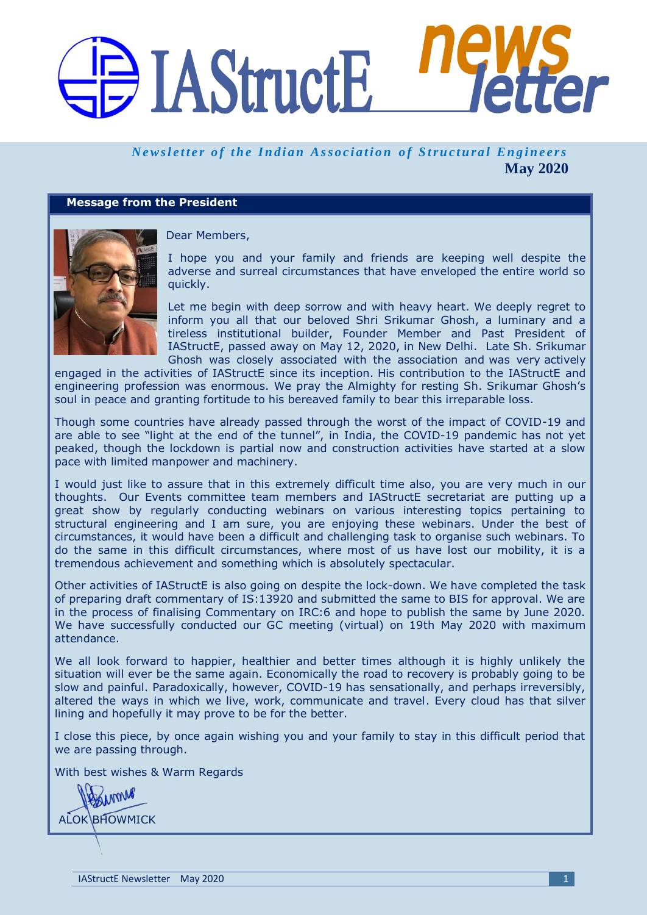# IAStructE newsletter

*Newsletter of the Indian Association of Structural Engineers*

**May 2020**

## Message from the President

Dear Members,

I hope you and your family and friends are keeping well despite the adverse and surreal circumstances that have enveloped the entire world so quickly.

Let me begin with deep sorrow and with heavy heart. We deeply regret to inform you all that our beloved Shri Srikumar Ghosh, a luminary and a tireless institutional builder, Founder Member and Past President of IAStructE, passed away on May 12, 2020, in New Delhi. Late Sh. Srikumar Ghosh was closely associated with the association and was very actively engaged in the activities of IAStructE since its inception. His contribution to the IAStructE and engineering profession was enormous. We pray the Almighty for resting Sh. Srikumar Ghosh's soul in peace and granting fortitude to his bereaved family to bear this irreparable loss.

Though some countries have already passed through the worst of the impact of COVID-19 and are able to see "light at the end of the tunnel", in India, the COVID-19 pandemic has not yet peaked, though the lockdown is partial now and construction activities have started at a slow pace with limited manpower and machinery.

I would just like to assure that in this extremely difficult time also, you are very much in our thoughts. Our Events committee team members and IAStructE secretariat are putting up a great show by regularly conducting webinars on various interesting topics pertaining to structural engineering and I am sure, you are enjoying these webinars. Under the best of circumstances, it would have been a difficult and challenging task to organise such webinars. To do the same in this difficult circumstances, where most of us have lost our mobility, it is a tremendous achievement and something which is absolutely spectacular.

Other activities of IAStructE is also going on despite the lock-down. We have completed the task of preparing draft commentary of IS:13920 and submitted the same to BIS for approval. We are in the process of finalising Commentary on IRC:6 and hope to publish the same by June 2020. We have successfully conducted our GC meeting (virtual) on 19th May 2020 with maximum attendance.

We all look forward to happier, healthier and better times although it is highly unlikely the situation will ever be the same again. Economically the road to recovery is probably going to be slow and painful. Paradoxically, however, COVID-19 has sensationally, and perhaps irreversibly, altered the ways in which we live, work, communicate and travel. Every cloud has that silver lining and hopefully it may prove to be for the better.

I close this piece, by once again wishing you and your family to stay in this difficult period that we are passing through.

With best wishes & Warm Regards

ALOK BHOWMICK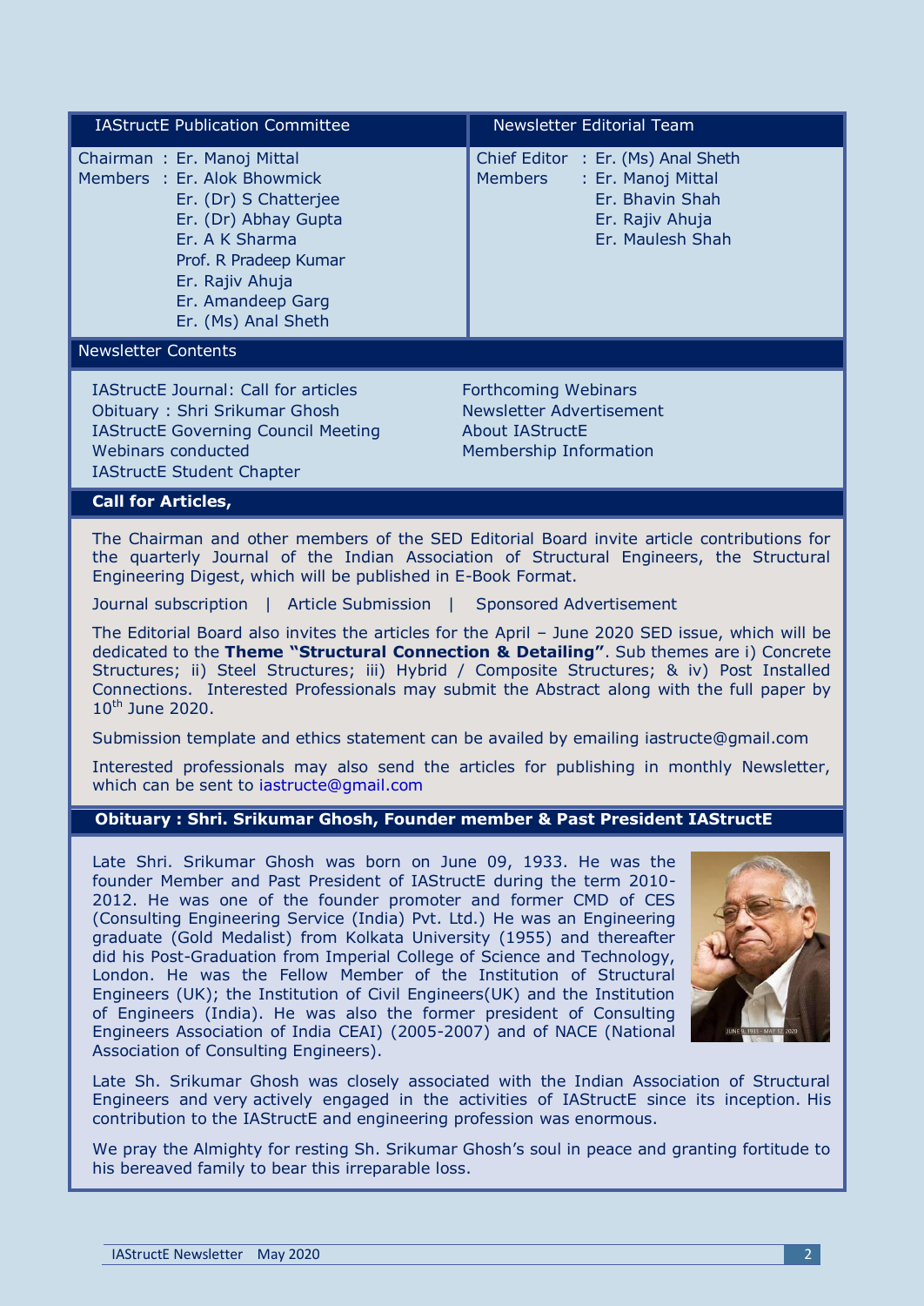## IAStructE Publication Committee

Chairman : Er. Manoj Mittal
Members : Er. Alok Bhowmick
Er. (Dr) S Chatterjee
Er. (Dr) Abhay Gupta
Er. A K Sharma
Prof. R Pradeep Kumar
Er. Rajiv Ahuja
Er. Amandeep Garg
Er. (Ms) Anal Sheth

## Newsletter Editorial Team

Chief Editor : Er. (Ms) Anal Sheth
Members : Er. Manoj Mittal
Er. Bhavin Shah
Er. Rajiv Ahuja
Er. Maulesh Shah

## Newsletter Contents

- IAStructE Journal: Call for articles
- Obituary : Shri Srikumar Ghosh
- IAStructE Governing Council Meeting
- Webinars conducted
- IAStructE Student Chapter
- Forthcoming Webinars
- Newsletter Advertisement
- About IAStructE
- Membership Information

## Call for Articles,

The Chairman and other members of the SED Editorial Board invite article contributions for the quarterly Journal of the Indian Association of Structural Engineers, the Structural Engineering Digest, which will be published in E-Book Format.

Journal subscription | Article Submission | Sponsored Advertisement

The Editorial Board also invites the articles for the April – June 2020 SED issue, which will be dedicated to the **Theme "Structural Connection & Detailing"**. Sub themes are i) Concrete Structures; ii) Steel Structures; iii) Hybrid / Composite Structures; & iv) Post Installed Connections. Interested Professionals may submit the Abstract along with the full paper by 10th June 2020.

Submission template and ethics statement can be availed by emailing iastructe@gmail.com

Interested professionals may also send the articles for publishing in monthly Newsletter, which can be sent to iastructe@gmail.com

## Obituary : Shri. Srikumar Ghosh, Founder member & Past President IAStructE

Late Shri. Srikumar Ghosh was born on June 09, 1933. He was the founder Member and Past President of IAStructE during the term 2010-2012. He was one of the founder promoter and former CMD of CES (Consulting Engineering Service (India) Pvt. Ltd.) He was an Engineering graduate (Gold Medalist) from Kolkata University (1955) and thereafter did his Post-Graduation from Imperial College of Science and Technology, London. He was the Fellow Member of the Institution of Structural Engineers (UK); the Institution of Civil Engineers(UK) and the Institution of Engineers (India). He was also the former president of Consulting Engineers Association of India CEAI) (2005-2007) and of NACE (National Association of Consulting Engineers).

Late Sh. Srikumar Ghosh was closely associated with the Indian Association of Structural Engineers and very actively engaged in the activities of IAStructE since its inception. His contribution to the IAStructE and engineering profession was enormous.

We pray the Almighty for resting Sh. Srikumar Ghosh's soul in peace and granting fortitude to his bereaved family to bear this irreparable loss.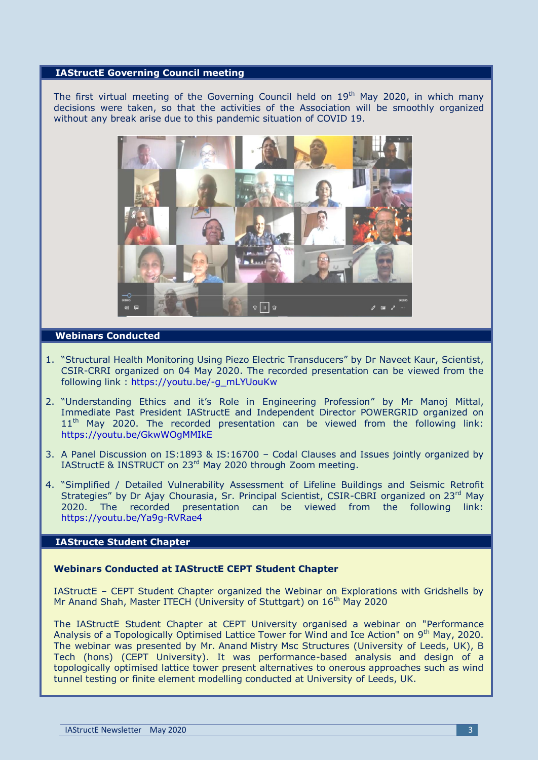## IAStructE Governing Council meeting

The first virtual meeting of the Governing Council held on 19th May 2020, in which many decisions were taken, so that the activities of the Association will be smoothly organized without any break arise due to this pandemic situation of COVID 19.

## Webinars Conducted

1. "Structural Health Monitoring Using Piezo Electric Transducers" by Dr Naveet Kaur, Scientist, CSIR-CRRI organized on 04 May 2020. The recorded presentation can be viewed from the following link : https://youtu.be/-g_mLYUouKw
2. "Understanding Ethics and it's Role in Engineering Profession" by Mr Manoj Mittal, Immediate Past President IAStructE and Independent Director POWERGRID organized on 11th May 2020. The recorded presentation can be viewed from the following link: https://youtu.be/GkwWOgMMIkE
3. A Panel Discussion on IS:1893 & IS:16700 – Codal Clauses and Issues jointly organized by IAStructE & INSTRUCT on 23rd May 2020 through Zoom meeting.
4. "Simplified / Detailed Vulnerability Assessment of Lifeline Buildings and Seismic Retrofit Strategies" by Dr Ajay Chourasia, Sr. Principal Scientist, CSIR-CBRI organized on 23rd May 2020. The recorded presentation can be viewed from the following link: https://youtu.be/Ya9g-RVRae4

## IAStructe Student Chapter

### Webinars Conducted at IAStructE CEPT Student Chapter

IAStructE – CEPT Student Chapter organized the Webinar on Explorations with Gridshells by Mr Anand Shah, Master ITECH (University of Stuttgart) on 16th May 2020

The IAStructE Student Chapter at CEPT University organised a webinar on "Performance Analysis of a Topologically Optimised Lattice Tower for Wind and Ice Action" on 9th May, 2020. The webinar was presented by Mr. Anand Mistry Msc Structures (University of Leeds, UK), B Tech (hons) (CEPT University). It was performance-based analysis and design of a topologically optimised lattice tower present alternatives to onerous approaches such as wind tunnel testing or finite element modelling conducted at University of Leeds, UK.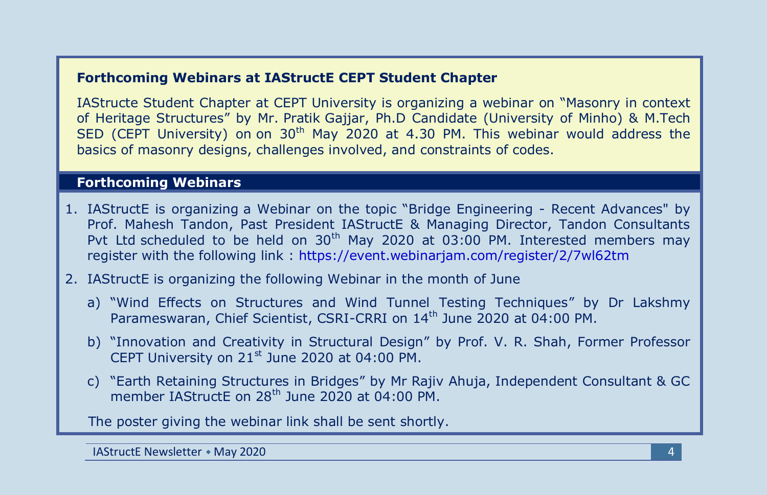## Forthcoming Webinars at IAStructE CEPT Student Chapter

IAStructe Student Chapter at CEPT University is organizing a webinar on “Masonry in context of Heritage Structures” by Mr. Pratik Gajjar, Ph.D Candidate (University of Minho) & M.Tech SED (CEPT University) on on 30th May 2020 at 4.30 PM. This webinar would address the basics of masonry designs, challenges involved, and constraints of codes.

## Forthcoming Webinars

1. IAStructE is organizing a Webinar on the topic “Bridge Engineering - Recent Advances" by Prof. Mahesh Tandon, Past President IAStructE & Managing Director, Tandon Consultants Pvt Ltd scheduled to be held on 30th May 2020 at 03:00 PM. Interested members may register with the following link : https://event.webinarjam.com/register/2/7wl62tm
2. IAStructE is organizing the following Webinar in the month of June
   a) “Wind Effects on Structures and Wind Tunnel Testing Techniques” by Dr Lakshmy Parameswaran, Chief Scientist, CSRI-CRRI on 14th June 2020 at 04:00 PM.
   b) “Innovation and Creativity in Structural Design” by Prof. V. R. Shah, Former Professor CEPT University on 21st June 2020 at 04:00 PM.
   c) “Earth Retaining Structures in Bridges” by Mr Rajiv Ahuja, Independent Consultant & GC member IAStructE on 28th June 2020 at 04:00 PM.

   The poster giving the webinar link shall be sent shortly.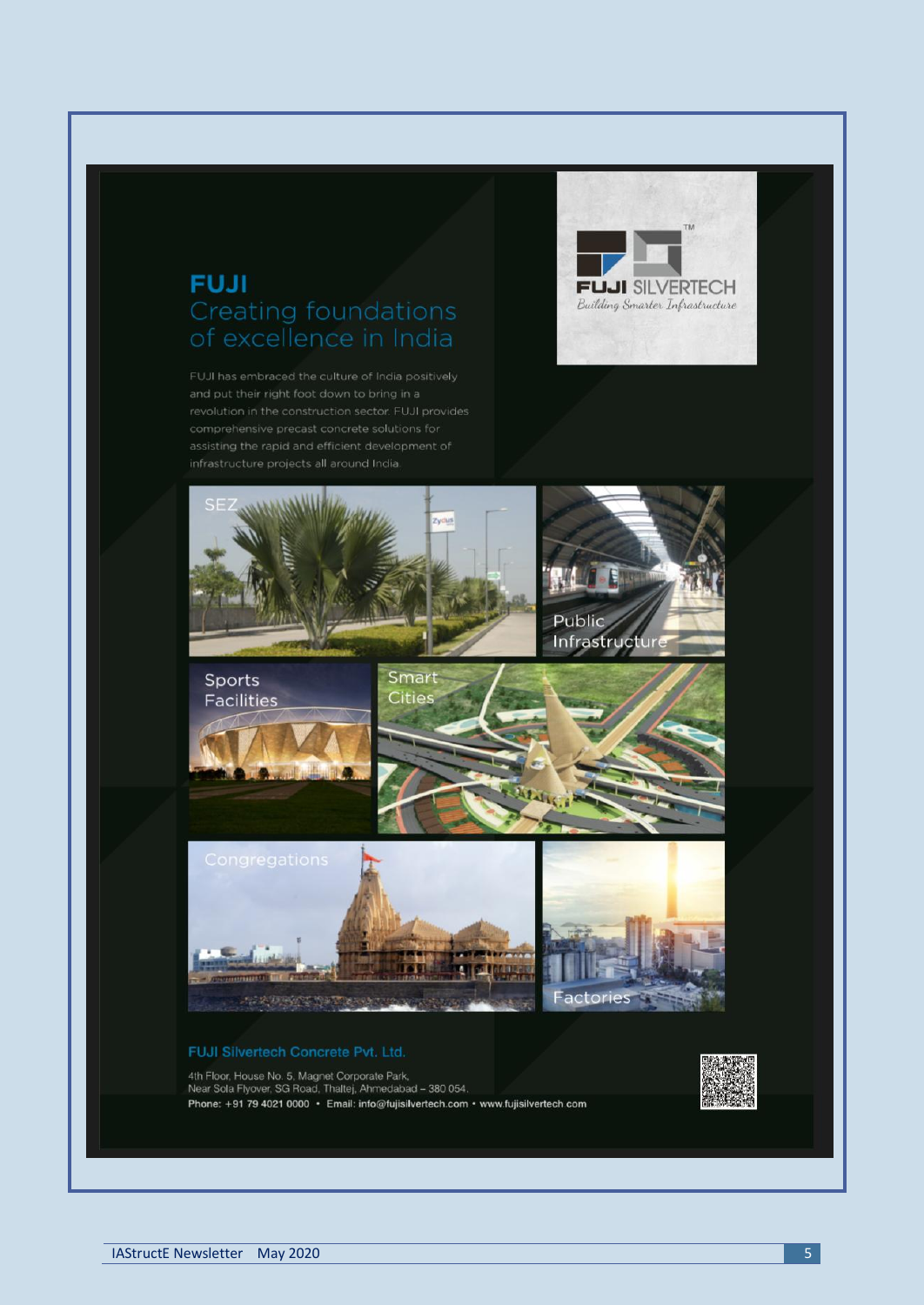# FUJI

## Creating foundations of excellence in India

FUJI has embraced the culture of India positively and put their right foot down to bring in a revolution in the construction sector. FUJI provides comprehensive precast concrete solutions for assisting the rapid and efficient development of infrastructure projects all around India.

**FUJI SILVERTECH**

*Building Smarter Infrastructure*

SEZ

Public Infrastructure

Sports Facilities

Smart Cities

Congregations

Factories

**FUJI Silvertech Concrete Pvt. Ltd.**

4th Floor, House No. 5, Magnet Corporate Park,
Near Sola Flyover, SG Road, Thaltej, Ahmedabad – 380 054.
Phone: +91 79 4021 0000 • Email: info@fujisilvertech.com • www.fujisilvertech.com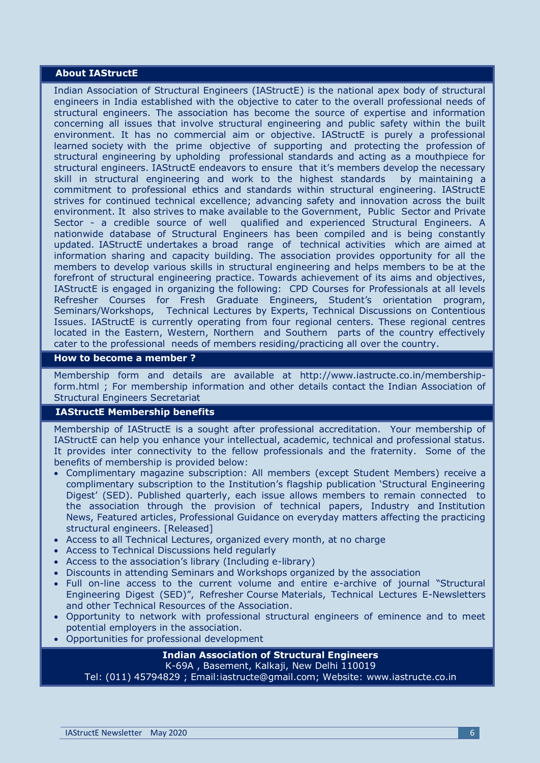## About IAStructE

Indian Association of Structural Engineers (IAStructE) is the national apex body of structural engineers in India established with the objective to cater to the overall professional needs of structural engineers. The association has become the source of expertise and information concerning all issues that involve structural engineering and public safety within the built environment. It has no commercial aim or objective. IAStructE is purely a professional learned society with the prime objective of supporting and protecting the profession of structural engineering by upholding professional standards and acting as a mouthpiece for structural engineers. IAStructE endeavors to ensure that it's members develop the necessary skill in structural engineering and work to the highest standards by maintaining a commitment to professional ethics and standards within structural engineering. IAStructE strives for continued technical excellence; advancing safety and innovation across the built environment. It also strives to make available to the Government, Public Sector and Private Sector - a credible source of well qualified and experienced Structural Engineers. A nationwide database of Structural Engineers has been compiled and is being constantly updated. IAStructE undertakes a broad range of technical activities which are aimed at information sharing and capacity building. The association provides opportunity for all the members to develop various skills in structural engineering and helps members to be at the forefront of structural engineering practice. Towards achievement of its aims and objectives, IAStructE is engaged in organizing the following: CPD Courses for Professionals at all levels Refresher Courses for Fresh Graduate Engineers, Student's orientation program, Seminars/Workshops, Technical Lectures by Experts, Technical Discussions on Contentious Issues. IAStructE is currently operating from four regional centers. These regional centres located in the Eastern, Western, Northern and Southern parts of the country effectively cater to the professional needs of members residing/practicing all over the country.

## How to become a member ?

Membership form and details are available at http://www.iastructe.co.in/membership-form.html ; For membership information and other details contact the Indian Association of Structural Engineers Secretariat

## IAStructE Membership benefits

Membership of IAStructE is a sought after professional accreditation. Your membership of IAStructE can help you enhance your intellectual, academic, technical and professional status. It provides inter connectivity to the fellow professionals and the fraternity. Some of the benefits of membership is provided below:

- Complimentary magazine subscription: All members (except Student Members) receive a complimentary subscription to the Institution's flagship publication 'Structural Engineering Digest' (SED). Published quarterly, each issue allows members to remain connected to the association through the provision of technical papers, Industry and Institution News, Featured articles, Professional Guidance on everyday matters affecting the practicing structural engineers. [Released]
- Access to all Technical Lectures, organized every month, at no charge
- Access to Technical Discussions held regularly
- Access to the association's library (Including e-library)
- Discounts in attending Seminars and Workshops organized by the association
- Full on-line access to the current volume and entire e-archive of journal "Structural Engineering Digest (SED)", Refresher Course Materials, Technical Lectures E-Newsletters and other Technical Resources of the Association.
- Opportunity to network with professional structural engineers of eminence and to meet potential employers in the association.
- Opportunities for professional development

**Indian Association of Structural Engineers**
K-69A , Basement, Kalkaji, New Delhi 110019
Tel: (011) 45794829 ; Email:iastructe@gmail.com; Website: www.iastructe.co.in